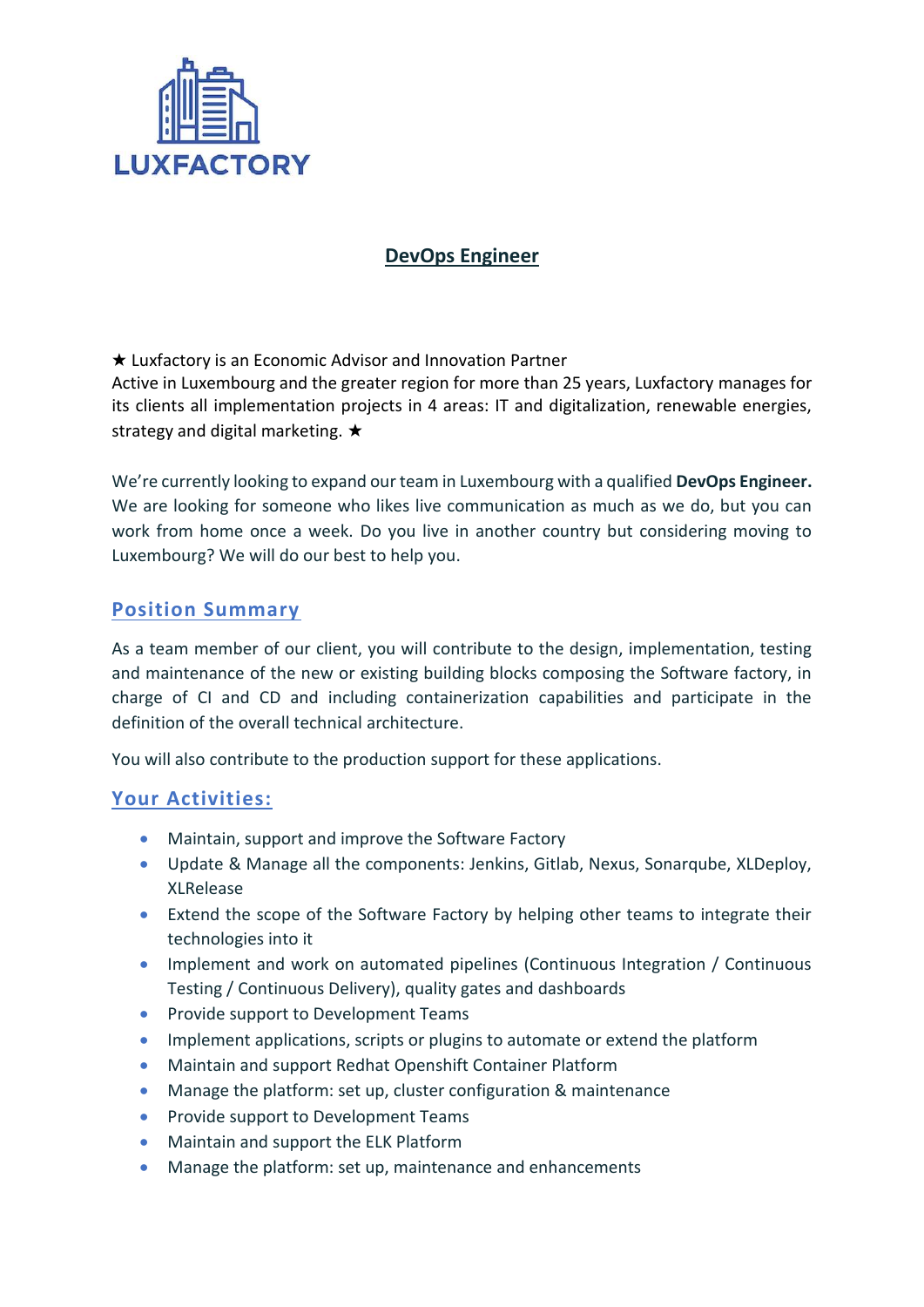LUXFACTORY

# DevOps Engineer

★ Luxfactory is an Economic Advisor and Innovation Partner
Active in Luxembourg and the greater region for more than 25 years, Luxfactory manages for its clients all implementation projects in 4 areas: IT and digitalization, renewable energies, strategy and digital marketing. ★

We're currently looking to expand our team in Luxembourg with a qualified **DevOps Engineer.** We are looking for someone who likes live communication as much as we do, but you can work from home once a week. Do you live in another country but considering moving to Luxembourg? We will do our best to help you.

## Position Summary

As a team member of our client, you will contribute to the design, implementation, testing and maintenance of the new or existing building blocks composing the Software factory, in charge of CI and CD and including containerization capabilities and participate in the definition of the overall technical architecture.

You will also contribute to the production support for these applications.

## Your Activities:

- Maintain, support and improve the Software Factory
- Update & Manage all the components: Jenkins, Gitlab, Nexus, Sonarqube, XLDeploy, XLRelease
- Extend the scope of the Software Factory by helping other teams to integrate their technologies into it
- Implement and work on automated pipelines (Continuous Integration / Continuous Testing / Continuous Delivery), quality gates and dashboards
- Provide support to Development Teams
- Implement applications, scripts or plugins to automate or extend the platform
- Maintain and support Redhat Openshift Container Platform
- Manage the platform: set up, cluster configuration & maintenance
- Provide support to Development Teams
- Maintain and support the ELK Platform
- Manage the platform: set up, maintenance and enhancements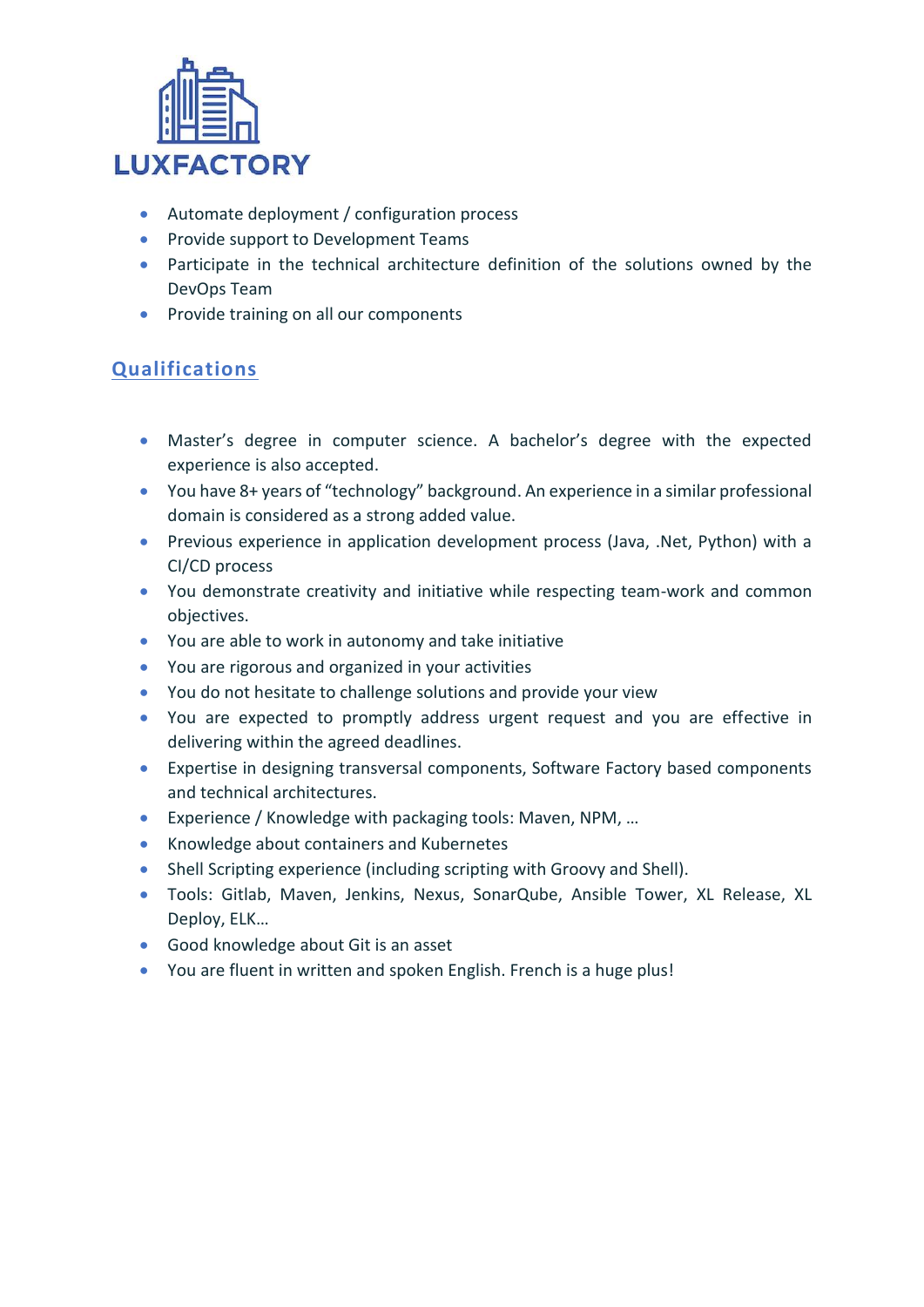LUXFACTORY

- Automate deployment / configuration process
- Provide support to Development Teams
- Participate in the technical architecture definition of the solutions owned by the DevOps Team
- Provide training on all our components

## Qualifications

- Master's degree in computer science. A bachelor's degree with the expected experience is also accepted.
- You have 8+ years of "technology" background. An experience in a similar professional domain is considered as a strong added value.
- Previous experience in application development process (Java, .Net, Python) with a CI/CD process
- You demonstrate creativity and initiative while respecting team-work and common objectives.
- You are able to work in autonomy and take initiative
- You are rigorous and organized in your activities
- You do not hesitate to challenge solutions and provide your view
- You are expected to promptly address urgent request and you are effective in delivering within the agreed deadlines.
- Expertise in designing transversal components, Software Factory based components and technical architectures.
- Experience / Knowledge with packaging tools: Maven, NPM, …
- Knowledge about containers and Kubernetes
- Shell Scripting experience (including scripting with Groovy and Shell).
- Tools: Gitlab, Maven, Jenkins, Nexus, SonarQube, Ansible Tower, XL Release, XL Deploy, ELK…
- Good knowledge about Git is an asset
- You are fluent in written and spoken English. French is a huge plus!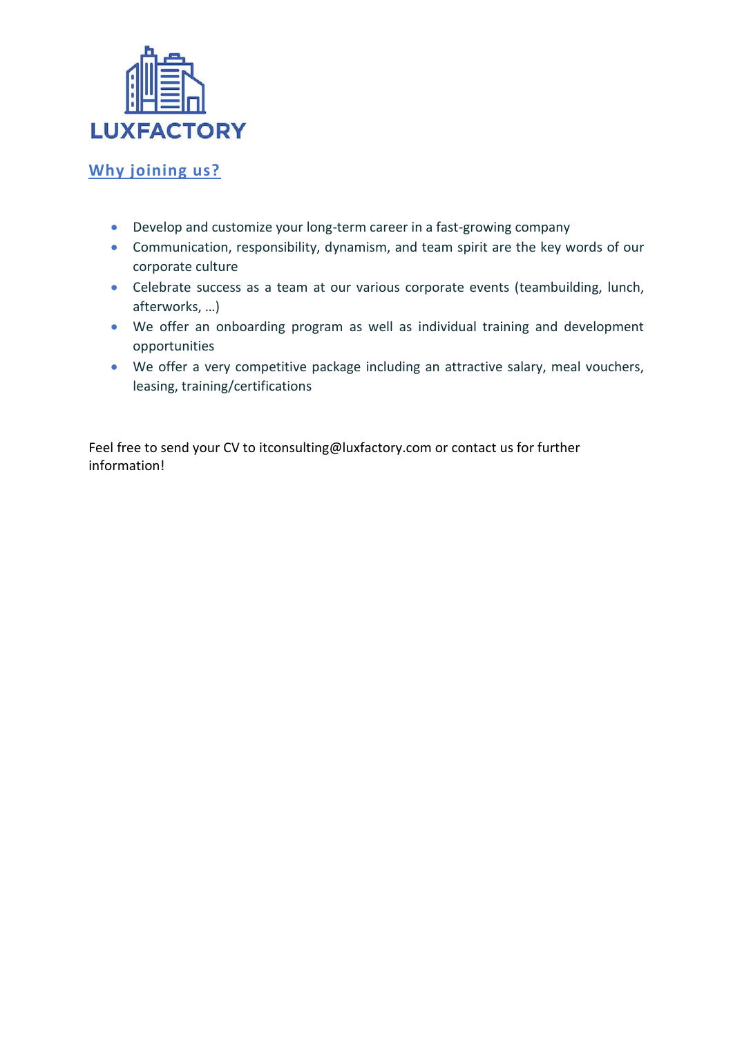LUXFACTORY

## Why joining us?

- Develop and customize your long-term career in a fast-growing company
- Communication, responsibility, dynamism, and team spirit are the key words of our corporate culture
- Celebrate success as a team at our various corporate events (teambuilding, lunch, afterworks, …)
- We offer an onboarding program as well as individual training and development opportunities
- We offer a very competitive package including an attractive salary, meal vouchers, leasing, training/certifications

Feel free to send your CV to itconsulting@luxfactory.com or contact us for further information!